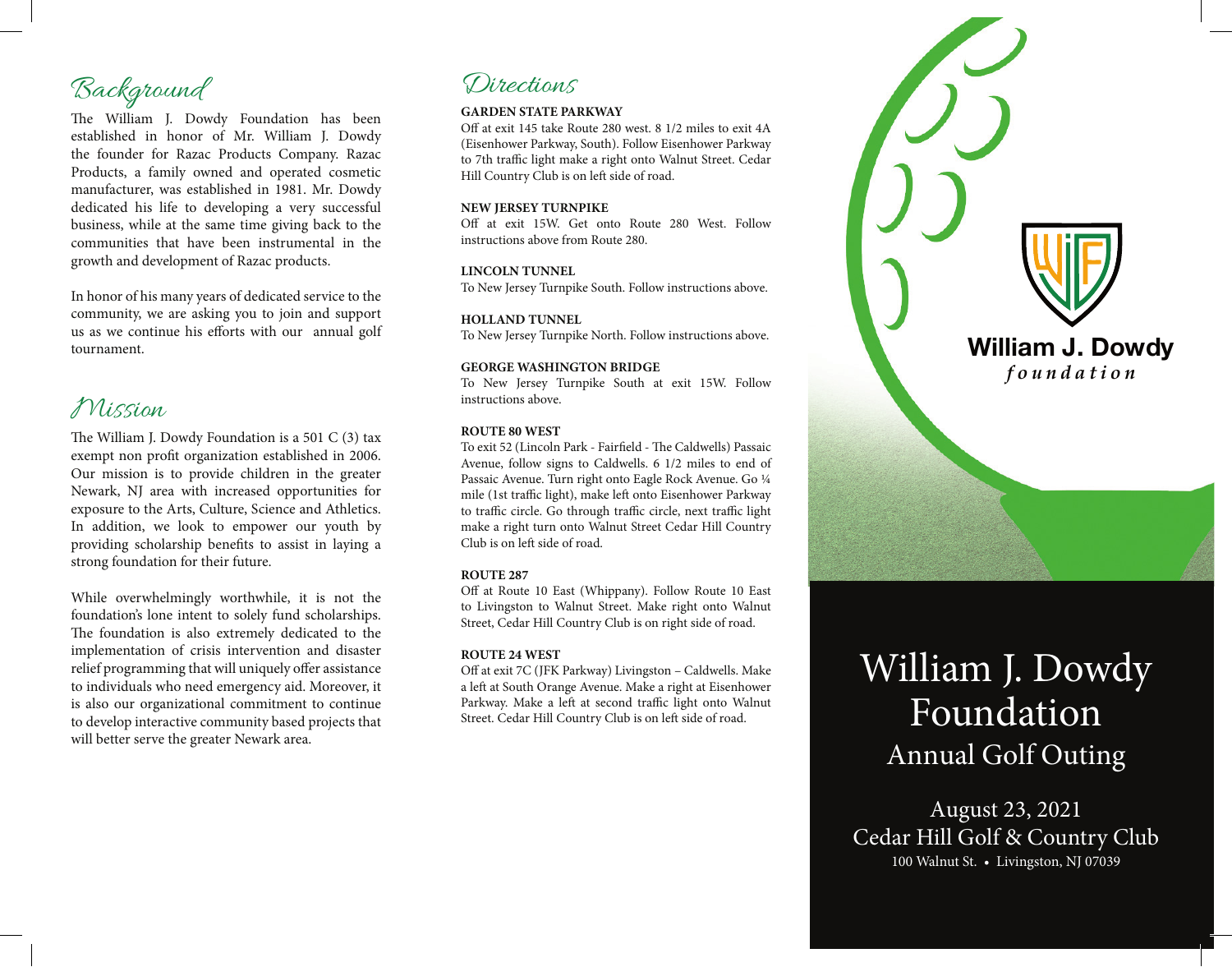## Background

The William J. Dowdy Foundation has been established in honor of Mr. William J. Dowdy the founder for Razac Products Company. Razac Products, a family owned and operated cosmetic manufacturer, was established in 1981. Mr. Dowdy dedicated his life to developing a very successful business, while at the same time giving back to the communities that have been instrumental in the growth and development of Razac products.

In honor of his many years of dedicated service to the community, we are asking you to join and support us as we continue his efforts with our annual golf tournament.

## Mission

The William J. Dowdy Foundation is a 501 C (3) tax exempt non profit organization established in 2006. Our mission is to provide children in the greater Newark, NJ area with increased opportunities for exposure to the Arts, Culture, Science and Athletics. In addition, we look to empower our youth by providing scholarship benefits to assist in laying a strong foundation for their future.

While overwhelmingly worthwhile, it is not the foundation's lone intent to solely fund scholarships. The foundation is also extremely dedicated to the implementation of crisis intervention and disaster relief programming that will uniquely offer assistance to individuals who need emergency aid. Moreover, it is also our organizational commitment to continue to develop interactive community based projects that will better serve the greater Newark area.

## Directions

**GARDEN STATE PARKWAY**

Off at exit 145 take Route 280 west. 8 1/2 miles to exit 4A (Eisenhower Parkway, South). Follow Eisenhower Parkway to 7th traffic light make a right onto Walnut Street. Cedar Hill Country Club is on left side of road.

**NEW JERSEY TURNPIKE**

Off at exit 15W. Get onto Route 280 West. Follow instructions above from Route 280.

**LINCOLN TUNNEL**

To New Jersey Turnpike South. Follow instructions above.

**HOLLAND TUNNEL**

To New Jersey Turnpike North. Follow instructions above.

**GEORGE WASHINGTON BRIDGE**

To New Jersey Turnpike South at exit 15W. Follow instructions above.

**ROUTE 80 WEST**

To exit 52 (Lincoln Park - Fairfield - The Caldwells) Passaic Avenue, follow signs to Caldwells. 6 1/2 miles to end of Passaic Avenue. Turn right onto Eagle Rock Avenue. Go ¼ mile (1st traffic light), make left onto Eisenhower Parkway to traffic circle. Go through traffic circle, next traffic light make a right turn onto Walnut Street Cedar Hill Country Club is on left side of road.

**ROUTE 287**

Off at Route 10 East (Whippany). Follow Route 10 East to Livingston to Walnut Street. Make right onto Walnut Street, Cedar Hill Country Club is on right side of road.

**ROUTE 24 WEST**

Off at exit 7C (JFK Parkway) Livingston – Caldwells. Make a left at South Orange Avenue. Make a right at Eisenhower Parkway. Make a left at second traffic light onto Walnut Street. Cedar Hill Country Club is on left side of road.

**William J. Dowdy**
*foundation*

# William J. Dowdy Foundation

## Annual Golf Outing

August 23, 2021
Cedar Hill Golf & Country Club
100 Walnut St. • Livingston, NJ 07039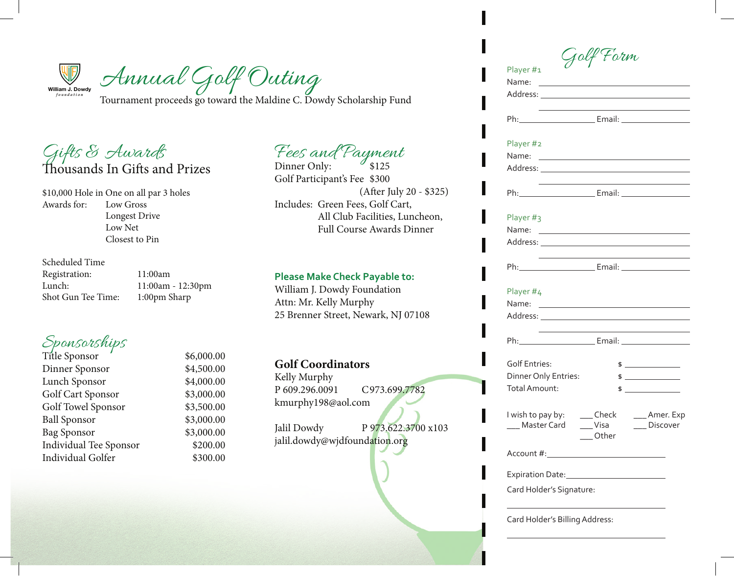William J. Dowdy foundation

# Annual Golf Outing

Tournament proceeds go toward the Maldine C. Dowdy Scholarship Fund

## Gifts & Awards

### Thousands In Gifts and Prizes

$10,000 Hole in One on all par 3 holes

Awards for:
- Low Gross
- Longest Drive
- Low Net
- Closest to Pin

Scheduled Time

| | |
|---|---|
| Registration: | 11:00am |
| Lunch: | 11:00am - 12:30pm |
| Shot Gun Tee Time: | 1:00pm Sharp |

## Sponsorships

| | |
|---|---|
| Title Sponsor | $6,000.00 |
| Dinner Sponsor | $4,500.00 |
| Lunch Sponsor | $4,000.00 |
| Golf Cart Sponsor | $3,000.00 |
| Golf Towel Sponsor | $3,500.00 |
| Ball Sponsor | $3,000.00 |
| Bag Sponsor | $3,000.00 |
| Individual Tee Sponsor | $200.00 |
| Individual Golfer | $300.00 |

## Fees and Payment

Dinner Only: $125

Golf Participant's Fee $300 (After July 20 - $325)

Includes: Green Fees, Golf Cart, All Club Facilities, Luncheon, Full Course Awards Dinner

**Please Make Check Payable to:**

William J. Dowdy Foundation
Attn: Mr. Kelly Murphy
25 Brenner Street, Newark, NJ 07108

### Golf Coordinators

Kelly Murphy
P 609.296.0091 C 973.699.7782
kmurphy198@aol.com

Jalil Dowdy P 973.622.3700 x103
jalil.dowdy@wjdfoundation.org

## Golf Form

Player #1
Name: ____________________
Address: ____________________
____________________
Ph: __________ Email: __________

Player #2
Name: ____________________
Address: ____________________
____________________
Ph: __________ Email: __________

Player #3
Name: ____________________
Address: ____________________
____________________
Ph: __________ Email: __________

Player #4
Name: ____________________
Address: ____________________
____________________
Ph: __________ Email: __________

Golf Entries: $ __________
Dinner Only Entries: $ __________
Total Amount: $ __________

I wish to pay by: ___ Check ___ Amer. Exp ___ Master Card ___ Visa ___ Discover ___ Other

Account #: ____________________

Expiration Date: ____________________

Card Holder's Signature:
____________________

Card Holder's Billing Address:
____________________